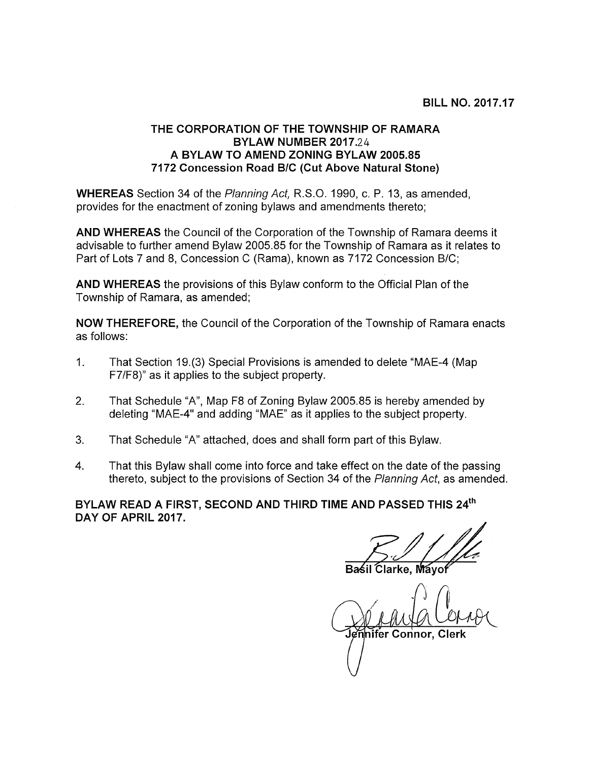**BILL NO. 2017.17**

**THE CORPORATION OF THE TOWNSHIP OF RAMARA**
**BYLAW NUMBER 2017.24**
**A BYLAW TO AMEND ZONING BYLAW 2005.85**
**7172 Concession Road B/C (Cut Above Natural Stone)**

**WHEREAS** Section 34 of the *Planning Act,* R.S.O. 1990, c. P. 13, as amended, provides for the enactment of zoning bylaws and amendments thereto;

**AND WHEREAS** the Council of the Corporation of the Township of Ramara deems it advisable to further amend Bylaw 2005.85 for the Township of Ramara as it relates to Part of Lots 7 and 8, Concession C (Rama), known as 7172 Concession B/C;

**AND WHEREAS** the provisions of this Bylaw conform to the Official Plan of the Township of Ramara, as amended;

**NOW THEREFORE,** the Council of the Corporation of the Township of Ramara enacts as follows:

1. That Section 19.(3) Special Provisions is amended to delete "MAE-4 (Map F7/F8)" as it applies to the subject property.

2. That Schedule "A", Map F8 of Zoning Bylaw 2005.85 is hereby amended by deleting "MAE-4" and adding "MAE" as it applies to the subject property.

3. That Schedule "A" attached, does and shall form part of this Bylaw.

4. That this Bylaw shall come into force and take effect on the date of the passing thereto, subject to the provisions of Section 34 of the *Planning Act*, as amended.

**BYLAW READ A FIRST, SECOND AND THIRD TIME AND PASSED THIS 24th DAY OF APRIL 2017.**

Basil Clarke, Mayor

Jennifer Connor, Clerk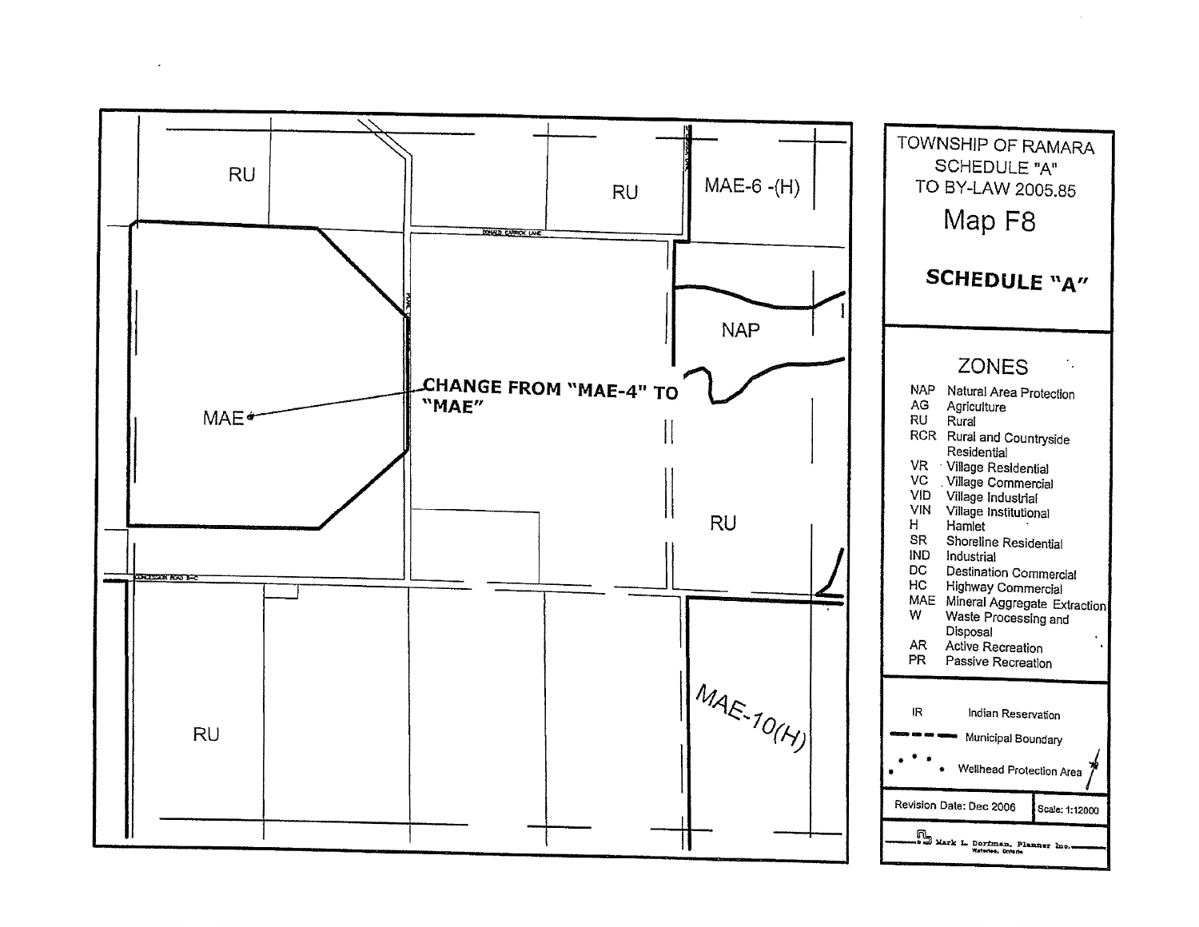RU

RU

MAE-6 -(H)

DONALD CARRICK LANE

NAP

MAE

CHANGE FROM "MAE-4" TO "MAE"

RU

CONCESSION ROAD 8-C

RU

MAE-10(H)

TOWNSHIP OF RAMARA
SCHEDULE "A"
TO BY-LAW 2005.85

Map F8

**SCHEDULE "A"**

ZONES

NAP Natural Area Protection
AG Agriculture
RU Rural
RCR Rural and Countryside Residential
VR Village Residential
VC Village Commercial
VID Village Industrial
VIN Village Institutional
H Hamlet
SR Shoreline Residential
IND Industrial
DC Destination Commercial
HC Highway Commercial
MAE Mineral Aggregate Extraction
W Waste Processing and Disposal
AR Active Recreation
PR Passive Recreation

IR Indian Reservation

Municipal Boundary

Wellhead Protection Area

Revision Date: Dec 2006

Scale: 1:12000

Mark L. Dorfman, Planner Inc.
Waterloo, Ontario